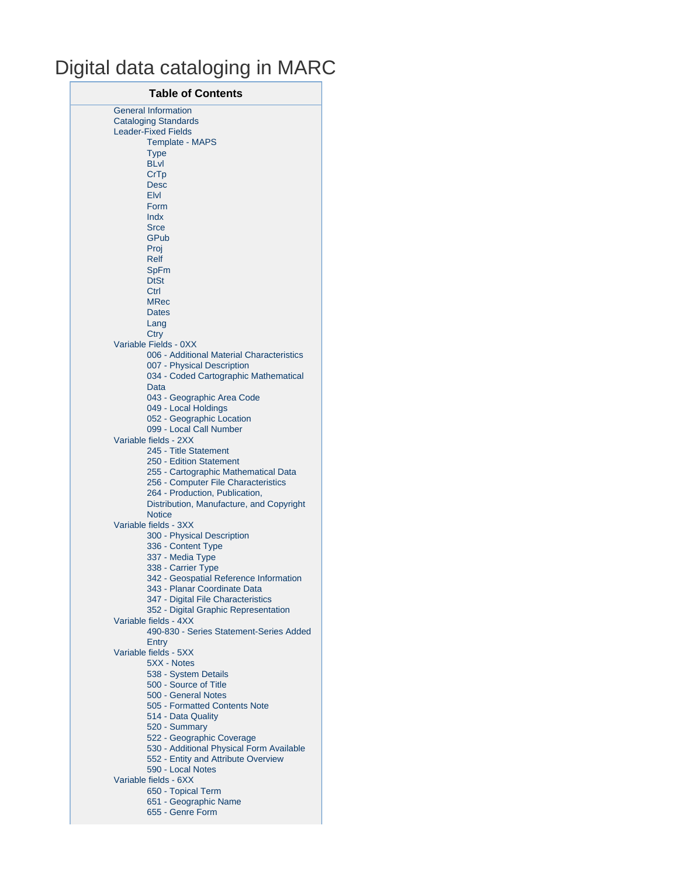# Digital data cataloging in MARC

**Table of Contents**

- General Information
- Cataloging Standards
- Leader-Fixed Fields
  - Template - MAPS
  - Type
  - BLvl
  - CrTp
  - Desc
  - Elvl
  - Form
  - Indx
  - Srce
  - GPub
  - Proj
  - Relf
  - SpFm
  - DtSt
  - Ctrl
  - MRec
  - Dates
  - Lang
  - Ctry
- Variable Fields - 0XX
  - 006 - Additional Material Characteristics
  - 007 - Physical Description
  - 034 - Coded Cartographic Mathematical Data
  - 043 - Geographic Area Code
  - 049 - Local Holdings
  - 052 - Geographic Location
  - 099 - Local Call Number
- Variable fields - 2XX
  - 245 - Title Statement
  - 250 - Edition Statement
  - 255 - Cartographic Mathematical Data
  - 256 - Computer File Characteristics
  - 264 - Production, Publication, Distribution, Manufacture, and Copyright Notice
- Variable fields - 3XX
  - 300 - Physical Description
  - 336 - Content Type
  - 337 - Media Type
  - 338 - Carrier Type
  - 342 - Geospatial Reference Information
  - 343 - Planar Coordinate Data
  - 347 - Digital File Characteristics
  - 352 - Digital Graphic Representation
- Variable fields - 4XX
  - 490-830 - Series Statement-Series Added Entry
- Variable fields - 5XX
  - 5XX - Notes
  - 538 - System Details
  - 500 - Source of Title
  - 500 - General Notes
  - 505 - Formatted Contents Note
  - 514 - Data Quality
  - 520 - Summary
  - 522 - Geographic Coverage
  - 530 - Additional Physical Form Available
  - 552 - Entity and Attribute Overview
  - 590 - Local Notes
- Variable fields - 6XX
  - 650 - Topical Term
  - 651 - Geographic Name
  - 655 - Genre Form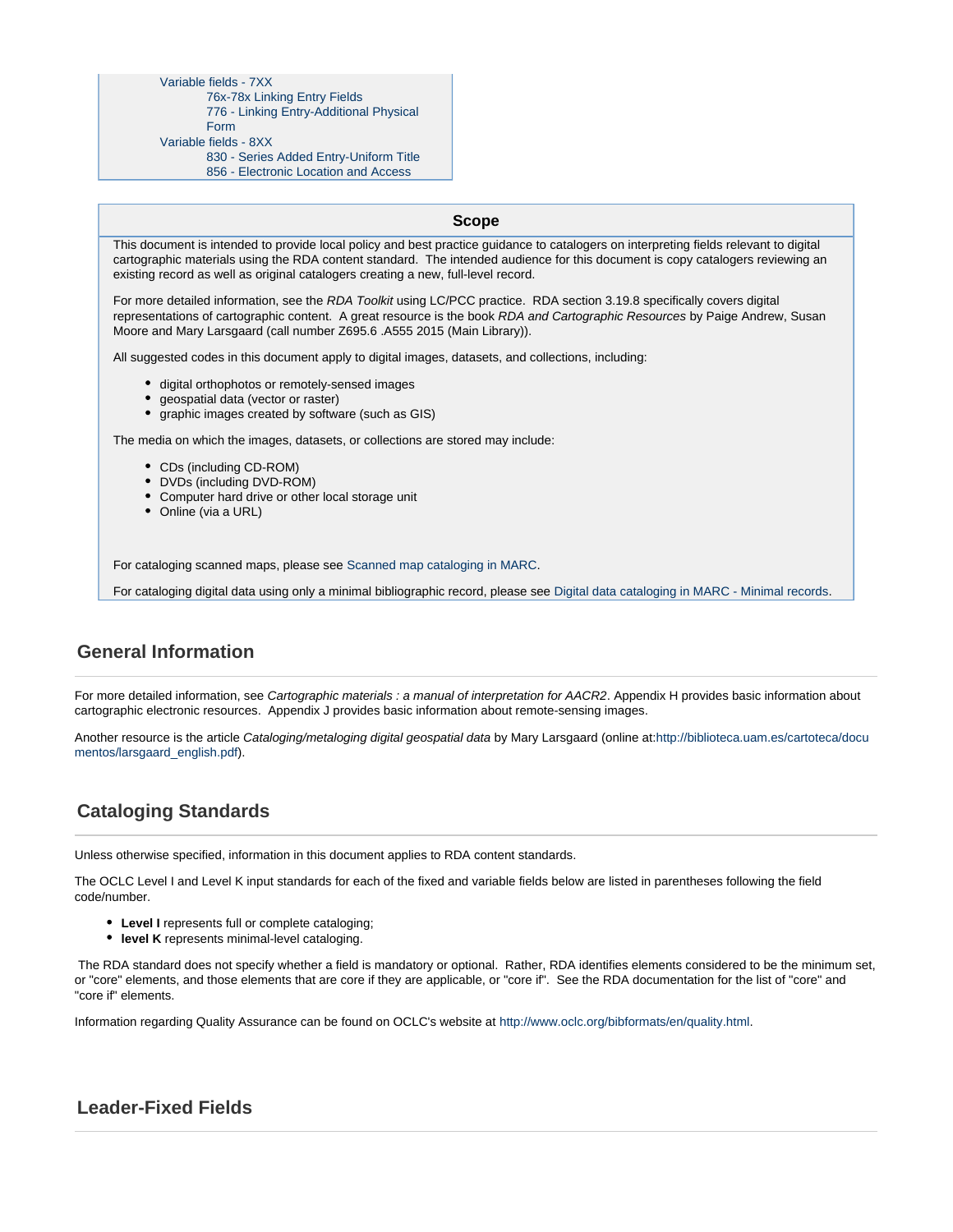- Variable fields - 7XX
  - 76x-78x Linking Entry Fields
  - 776 - Linking Entry-Additional Physical Form
- Variable fields - 8XX
  - 830 - Series Added Entry-Uniform Title
  - 856 - Electronic Location and Access

**Scope**

This document is intended to provide local policy and best practice guidance to catalogers on interpreting fields relevant to digital cartographic materials using the RDA content standard. The intended audience for this document is copy catalogers reviewing an existing record as well as original catalogers creating a new, full-level record.

For more detailed information, see the *RDA Toolkit* using LC/PCC practice. RDA section 3.19.8 specifically covers digital representations of cartographic content. A great resource is the book *RDA and Cartographic Resources* by Paige Andrew, Susan Moore and Mary Larsgaard (call number Z695.6 .A555 2015 (Main Library)).

All suggested codes in this document apply to digital images, datasets, and collections, including:

- digital orthophotos or remotely-sensed images
- geospatial data (vector or raster)
- graphic images created by software (such as GIS)

The media on which the images, datasets, or collections are stored may include:

- CDs (including CD-ROM)
- DVDs (including DVD-ROM)
- Computer hard drive or other local storage unit
- Online (via a URL)

For cataloging scanned maps, please see Scanned map cataloging in MARC.

For cataloging digital data using only a minimal bibliographic record, please see Digital data cataloging in MARC - Minimal records.

## General Information

For more detailed information, see *Cartographic materials : a manual of interpretation for AACR2*. Appendix H provides basic information about cartographic electronic resources. Appendix J provides basic information about remote-sensing images.

Another resource is the article *Cataloging/metaloging digital geospatial data* by Mary Larsgaard (online at:http://biblioteca.uam.es/cartoteca/documentos/larsgaard_english.pdf).

## Cataloging Standards

Unless otherwise specified, information in this document applies to RDA content standards.

The OCLC Level I and Level K input standards for each of the fixed and variable fields below are listed in parentheses following the field code/number.

- **Level I** represents full or complete cataloging;
- **level K** represents minimal-level cataloging.

The RDA standard does not specify whether a field is mandatory or optional. Rather, RDA identifies elements considered to be the minimum set, or "core" elements, and those elements that are core if they are applicable, or "core if". See the RDA documentation for the list of "core" and "core if" elements.

Information regarding Quality Assurance can be found on OCLC's website at http://www.oclc.org/bibformats/en/quality.html.

## Leader-Fixed Fields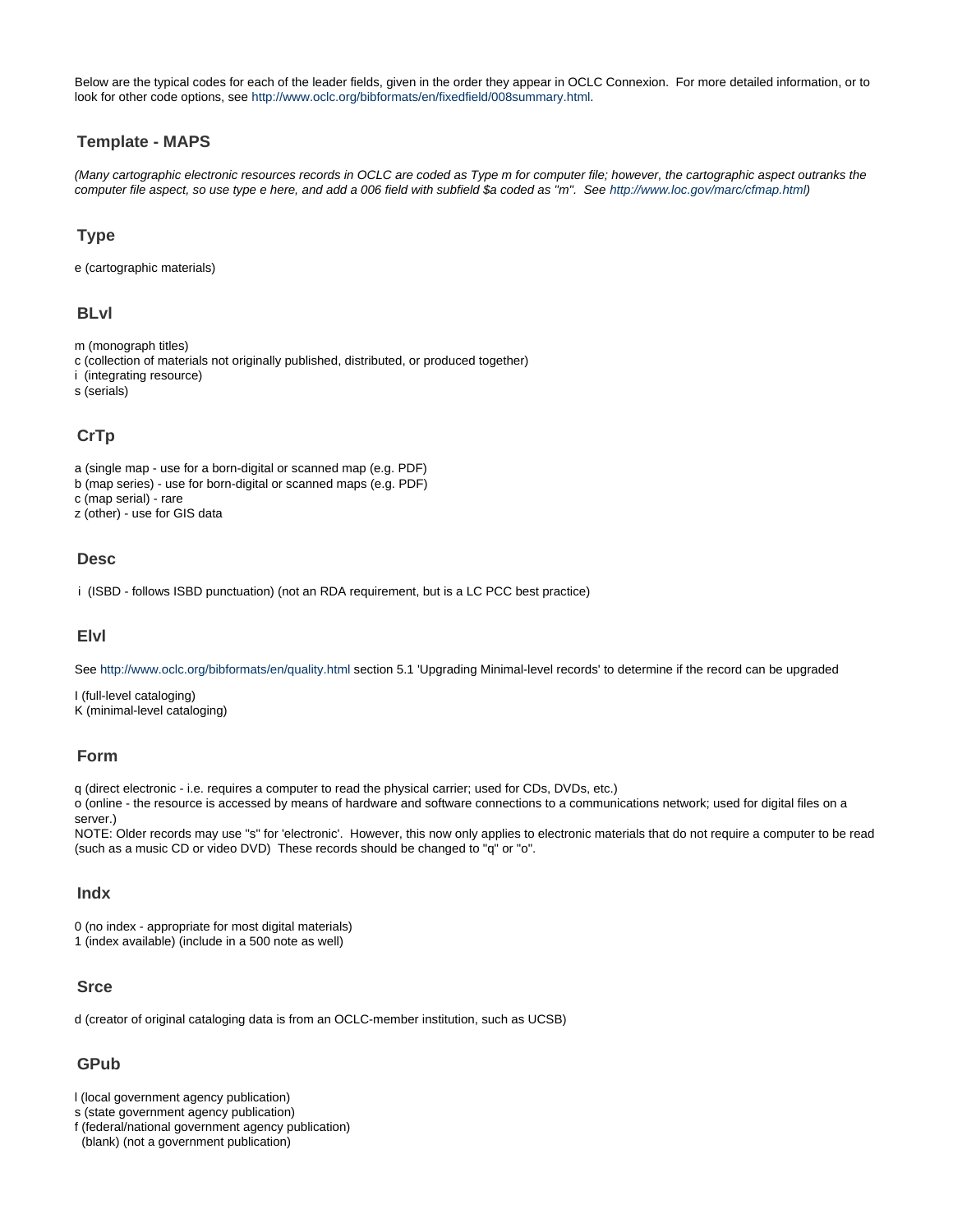Below are the typical codes for each of the leader fields, given in the order they appear in OCLC Connexion. For more detailed information, or to look for other code options, see http://www.oclc.org/bibformats/en/fixedfield/008summary.html.

## Template - MAPS

*(Many cartographic electronic resources records in OCLC are coded as Type m for computer file; however, the cartographic aspect outranks the computer file aspect, so use type e here, and add a 006 field with subfield $a coded as "m". See http://www.loc.gov/marc/cfmap.html)*

### Type

e (cartographic materials)

### BLvl

m (monograph titles)
c (collection of materials not originally published, distributed, or produced together)
i (integrating resource)
s (serials)

### CrTp

a (single map - use for a born-digital or scanned map (e.g. PDF)
b (map series) - use for born-digital or scanned maps (e.g. PDF)
c (map serial) - rare
z (other) - use for GIS data

### Desc

i (ISBD - follows ISBD punctuation) (not an RDA requirement, but is a LC PCC best practice)

### Elvl

See http://www.oclc.org/bibformats/en/quality.html section 5.1 'Upgrading Minimal-level records' to determine if the record can be upgraded

I (full-level cataloging)
K (minimal-level cataloging)

### Form

q (direct electronic - i.e. requires a computer to read the physical carrier; used for CDs, DVDs, etc.)
o (online - the resource is accessed by means of hardware and software connections to a communications network; used for digital files on a server.)
NOTE: Older records may use "s" for 'electronic'. However, this now only applies to electronic materials that do not require a computer to be read (such as a music CD or video DVD) These records should be changed to "q" or "o".

### Indx

0 (no index - appropriate for most digital materials)
1 (index available) (include in a 500 note as well)

### Srce

d (creator of original cataloging data is from an OCLC-member institution, such as UCSB)

### GPub

l (local government agency publication)
s (state government agency publication)
f (federal/national government agency publication)
(blank) (not a government publication)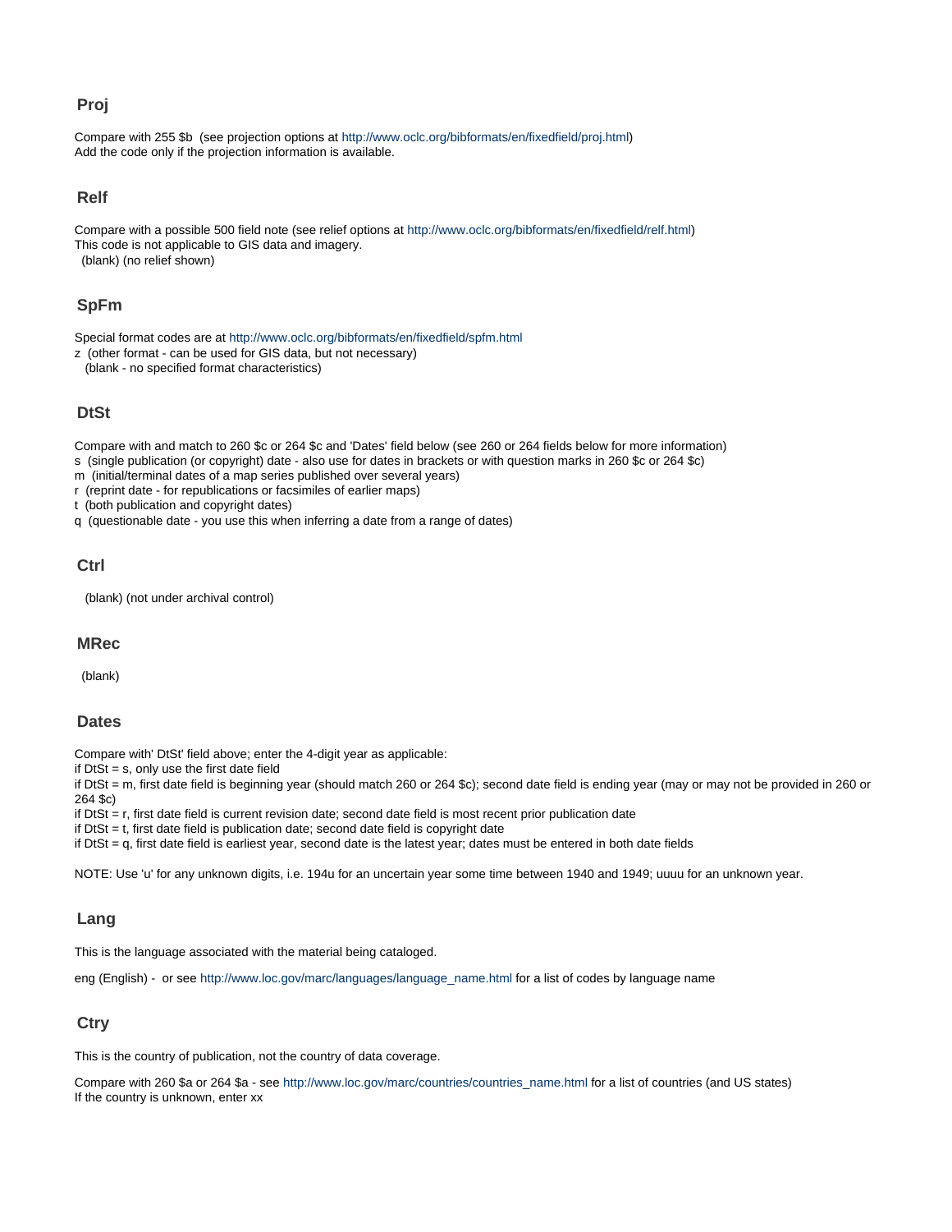### Proj

Compare with 255 $b  (see projection options at http://www.oclc.org/bibformats/en/fixedfield/proj.html)
Add the code only if the projection information is available.

### Relf

Compare with a possible 500 field note (see relief options at http://www.oclc.org/bibformats/en/fixedfield/relf.html)
This code is not applicable to GIS data and imagery.
  (blank) (no relief shown)

### SpFm

Special format codes are at http://www.oclc.org/bibformats/en/fixedfield/spfm.html
z  (other format - can be used for GIS data, but not necessary)
   (blank - no specified format characteristics)

### DtSt

Compare with and match to 260 $c or 264 $c and 'Dates' field below (see 260 or 264 fields below for more information)
s  (single publication (or copyright) date - also use for dates in brackets or with question marks in 260 $c or 264 $c)
m  (initial/terminal dates of a map series published over several years)
r  (reprint date - for republications or facsimiles of earlier maps)
t  (both publication and copyright dates)
q  (questionable date - you use this when inferring a date from a range of dates)

### Ctrl

   (blank) (not under archival control)

### MRec

  (blank)

### Dates

Compare with' DtSt' field above; enter the 4-digit year as applicable:
if DtSt = s, only use the first date field
if DtSt = m, first date field is beginning year (should match 260 or 264 $c); second date field is ending year (may or may not be provided in 260 or 264 $c)
if DtSt = r, first date field is current revision date; second date field is most recent prior publication date
if DtSt = t, first date field is publication date; second date field is copyright date
if DtSt = q, first date field is earliest year, second date is the latest year; dates must be entered in both date fields

NOTE: Use 'u' for any unknown digits, i.e. 194u for an uncertain year some time between 1940 and 1949; uuuu for an unknown year.

### Lang

This is the language associated with the material being cataloged.

eng (English) -  or see http://www.loc.gov/marc/languages/language_name.html for a list of codes by language name

### Ctry

This is the country of publication, not the country of data coverage.

Compare with 260 $a or 264 $a - see http://www.loc.gov/marc/countries/countries_name.html for a list of countries (and US states)
If the country is unknown, enter xx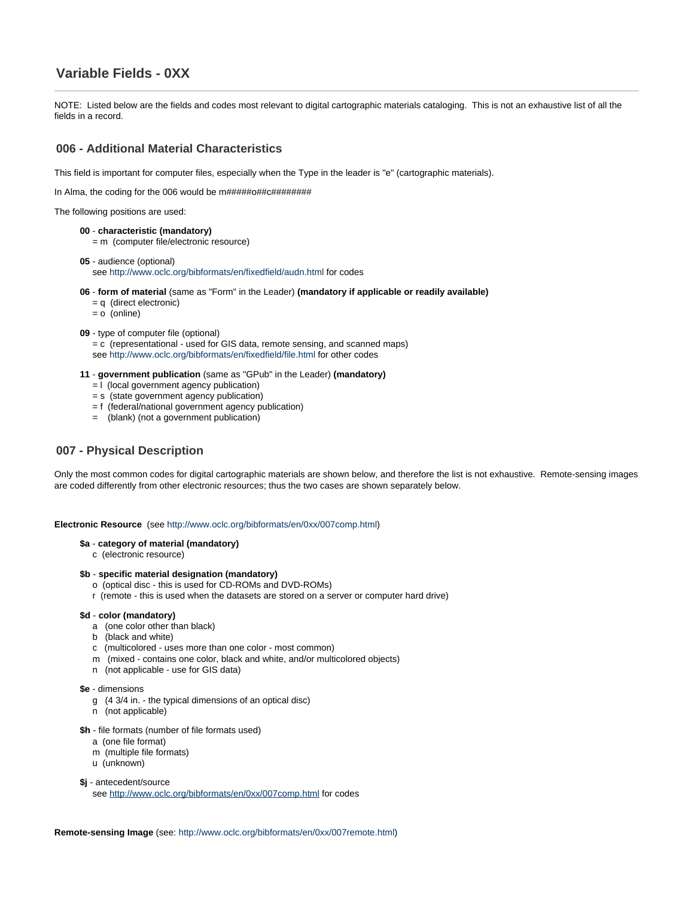## Variable Fields - 0XX

NOTE: Listed below are the fields and codes most relevant to digital cartographic materials cataloging. This is not an exhaustive list of all the fields in a record.

### 006 - Additional Material Characteristics

This field is important for computer files, especially when the Type in the leader is "e" (cartographic materials).

In Alma, the coding for the 006 would be m#####o##c########

The following positions are used:

- **00** - **characteristic (mandatory)**
  = m (computer file/electronic resource)

- **05** - audience (optional)
  see http://www.oclc.org/bibformats/en/fixedfield/audn.html for codes

- **06** - **form of material** (same as "Form" in the Leader) **(mandatory if applicable or readily available)**
  = q (direct electronic)
  = o (online)

- **09** - type of computer file (optional)
  = c (representational - used for GIS data, remote sensing, and scanned maps)
  see http://www.oclc.org/bibformats/en/fixedfield/file.html for other codes

- **11** - **government publication** (same as "GPub" in the Leader) **(mandatory)**
  = l (local government agency publication)
  = s (state government agency publication)
  = f (federal/national government agency publication)
  = (blank) (not a government publication)

### 007 - Physical Description

Only the most common codes for digital cartographic materials are shown below, and therefore the list is not exhaustive. Remote-sensing images are coded differently from other electronic resources; thus the two cases are shown separately below.

**Electronic Resource** (see http://www.oclc.org/bibformats/en/0xx/007comp.html)

- **$a** - **category of material (mandatory)**
  c (electronic resource)

- **$b** - **specific material designation (mandatory)**
  o (optical disc - this is used for CD-ROMs and DVD-ROMs)
  r (remote - this is used when the datasets are stored on a server or computer hard drive)

- **$d** - **color (mandatory)**
  a (one color other than black)
  b (black and white)
  c (multicolored - uses more than one color - most common)
  m (mixed - contains one color, black and white, and/or multicolored objects)
  n (not applicable - use for GIS data)

- **$e** - dimensions
  g (4 3/4 in. - the typical dimensions of an optical disc)
  n (not applicable)

- **$h** - file formats (number of file formats used)
  a (one file format)
  m (multiple file formats)
  u (unknown)

- **$j** - antecedent/source
  see http://www.oclc.org/bibformats/en/0xx/007comp.html for codes

**Remote-sensing Image** (see: http://www.oclc.org/bibformats/en/0xx/007remote.html)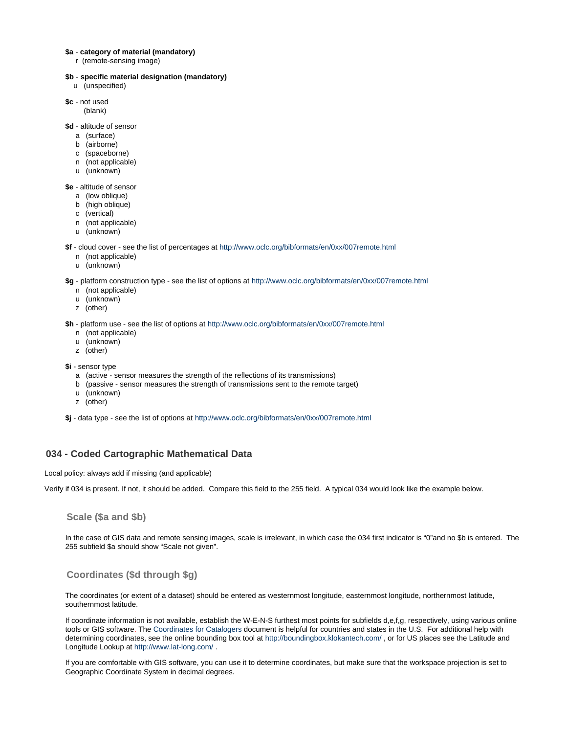**$a** - **category of material (mandatory)**
r (remote-sensing image)

**$b** - **specific material designation (mandatory)**
u (unspecified)

**$c** - not used
(blank)

**$d** - altitude of sensor
- a (surface)
- b (airborne)
- c (spaceborne)
- n (not applicable)
- u (unknown)

**$e** - altitude of sensor
- a (low oblique)
- b (high oblique)
- c (vertical)
- n (not applicable)
- u (unknown)

**$f** - cloud cover - see the list of percentages at http://www.oclc.org/bibformats/en/0xx/007remote.html
- n (not applicable)
- u (unknown)

**$g** - platform construction type - see the list of options at http://www.oclc.org/bibformats/en/0xx/007remote.html
- n (not applicable)
- u (unknown)
- z (other)

**$h** - platform use - see the list of options at http://www.oclc.org/bibformats/en/0xx/007remote.html
- n (not applicable)
- u (unknown)
- z (other)

**$i** - sensor type
- a (active - sensor measures the strength of the reflections of its transmissions)
- b (passive - sensor measures the strength of transmissions sent to the remote target)
- u (unknown)
- z (other)

**$j** - data type - see the list of options at http://www.oclc.org/bibformats/en/0xx/007remote.html

## 034 - Coded Cartographic Mathematical Data

Local policy: always add if missing (and applicable)

Verify if 034 is present. If not, it should be added. Compare this field to the 255 field. A typical 034 would look like the example below.

### Scale ($a and $b)

In the case of GIS data and remote sensing images, scale is irrelevant, in which case the 034 first indicator is "0"and no $b is entered. The 255 subfield $a should show "Scale not given".

### Coordinates ($d through $g)

The coordinates (or extent of a dataset) should be entered as westernmost longitude, easternmost longitude, northernmost latitude, southernmost latitude.

If coordinate information is not available, establish the W-E-N-S furthest most points for subfields d,e,f,g, respectively, using various online tools or GIS software. The Coordinates for Catalogers document is helpful for countries and states in the U.S. For additional help with determining coordinates, see the online bounding box tool at http://boundingbox.klokantech.com/ , or for US places see the Latitude and Longitude Lookup at http://www.lat-long.com/ .

If you are comfortable with GIS software, you can use it to determine coordinates, but make sure that the workspace projection is set to Geographic Coordinate System in decimal degrees.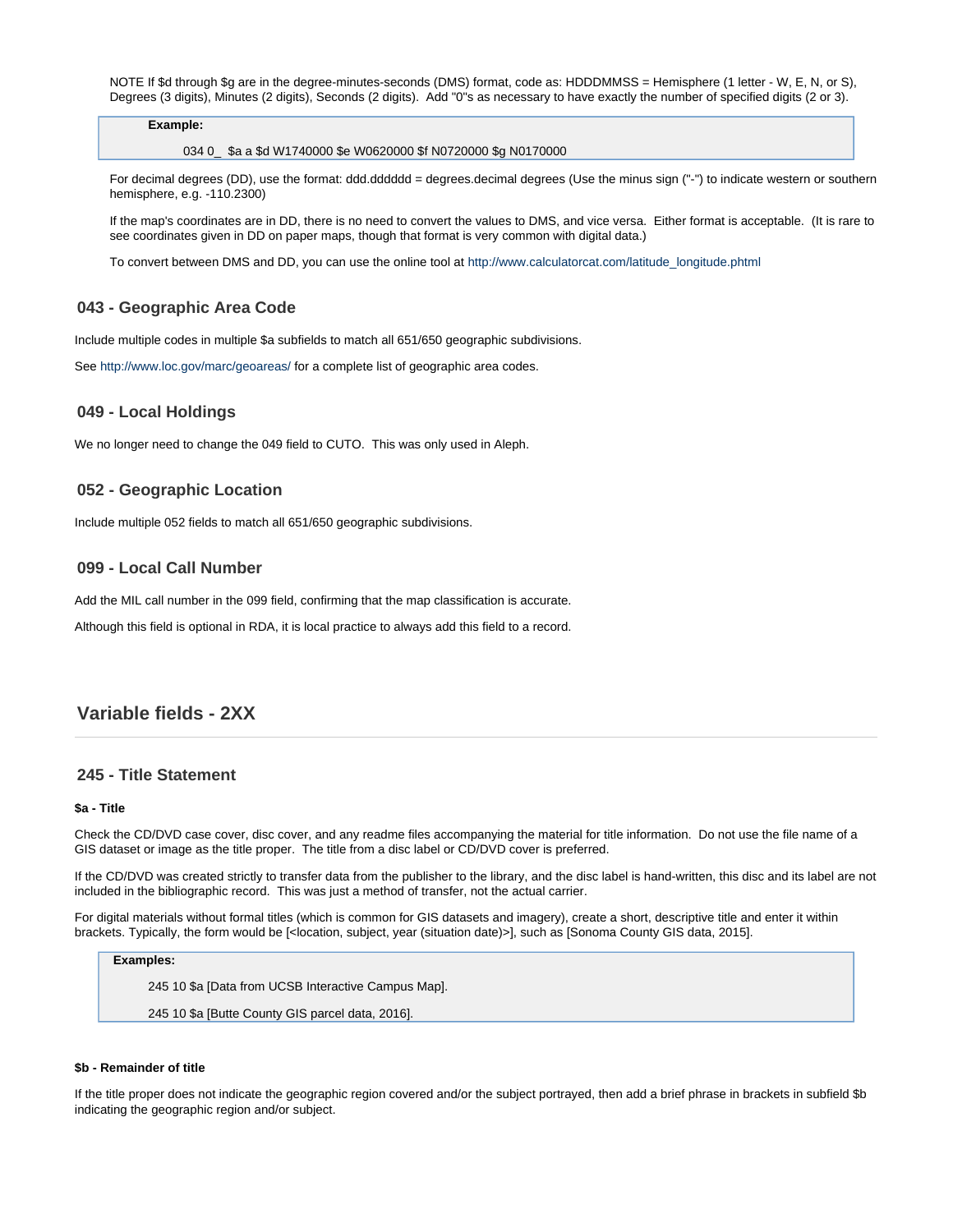NOTE If $d through $g are in the degree-minutes-seconds (DMS) format, code as: HDDDMMSS = Hemisphere (1 letter - W, E, N, or S), Degrees (3 digits), Minutes (2 digits), Seconds (2 digits). Add "0"s as necessary to have exactly the number of specified digits (2 or 3).

> **Example:**
>
> 034 0_ $a a $d W1740000 $e W0620000 $f N0720000 $g N0170000

For decimal degrees (DD), use the format: ddd.dddddd = degrees.decimal degrees (Use the minus sign ("-") to indicate western or southern hemisphere, e.g. -110.2300)

If the map's coordinates are in DD, there is no need to convert the values to DMS, and vice versa. Either format is acceptable. (It is rare to see coordinates given in DD on paper maps, though that format is very common with digital data.)

To convert between DMS and DD, you can use the online tool at http://www.calculatorcat.com/latitude_longitude.phtml

### 043 - Geographic Area Code

Include multiple codes in multiple $a subfields to match all 651/650 geographic subdivisions.

See http://www.loc.gov/marc/geoareas/ for a complete list of geographic area codes.

### 049 - Local Holdings

We no longer need to change the 049 field to CUTO. This was only used in Aleph.

### 052 - Geographic Location

Include multiple 052 fields to match all 651/650 geographic subdivisions.

### 099 - Local Call Number

Add the MIL call number in the 099 field, confirming that the map classification is accurate.

Although this field is optional in RDA, it is local practice to always add this field to a record.

## Variable fields - 2XX

---

### 245 - Title Statement

**$a - Title**

Check the CD/DVD case cover, disc cover, and any readme files accompanying the material for title information. Do not use the file name of a GIS dataset or image as the title proper. The title from a disc label or CD/DVD cover is preferred.

If the CD/DVD was created strictly to transfer data from the publisher to the library, and the disc label is hand-written, this disc and its label are not included in the bibliographic record. This was just a method of transfer, not the actual carrier.

For digital materials without formal titles (which is common for GIS datasets and imagery), create a short, descriptive title and enter it within brackets. Typically, the form would be [<location, subject, year (situation date)>], such as [Sonoma County GIS data, 2015].

> **Examples:**
>
> 245 10 $a [Data from UCSB Interactive Campus Map].
>
> 245 10 $a [Butte County GIS parcel data, 2016].

**$b - Remainder of title**

If the title proper does not indicate the geographic region covered and/or the subject portrayed, then add a brief phrase in brackets in subfield $b indicating the geographic region and/or subject.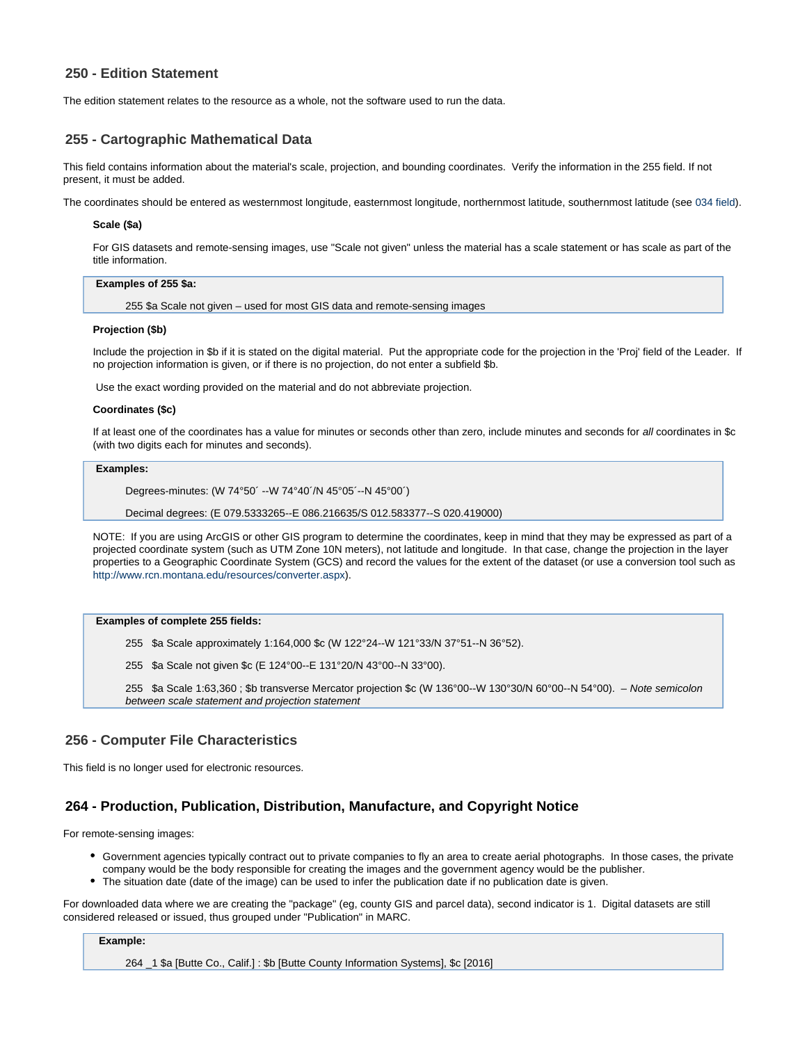## 250 - Edition Statement

The edition statement relates to the resource as a whole, not the software used to run the data.

## 255 - Cartographic Mathematical Data

This field contains information about the material's scale, projection, and bounding coordinates. Verify the information in the 255 field. If not present, it must be added.

The coordinates should be entered as westernmost longitude, easternmost longitude, northernmost latitude, southernmost latitude (see 034 field).

**Scale ($a)**

For GIS datasets and remote-sensing images, use "Scale not given" unless the material has a scale statement or has scale as part of the title information.

> **Examples of 255 $a:**
>
> 255 $a Scale not given – used for most GIS data and remote-sensing images

**Projection ($b)**

Include the projection in $b if it is stated on the digital material. Put the appropriate code for the projection in the 'Proj' field of the Leader. If no projection information is given, or if there is no projection, do not enter a subfield $b.

Use the exact wording provided on the material and do not abbreviate projection.

**Coordinates ($c)**

If at least one of the coordinates has a value for minutes or seconds other than zero, include minutes and seconds for *all* coordinates in $c (with two digits each for minutes and seconds).

> **Examples:**
>
> Degrees-minutes: (W 74°50´ --W 74°40´/N 45°05´--N 45°00´)
>
> Decimal degrees: (E 079.5333265--E 086.216635/S 012.583377--S 020.419000)

NOTE: If you are using ArcGIS or other GIS program to determine the coordinates, keep in mind that they may be expressed as part of a projected coordinate system (such as UTM Zone 10N meters), not latitude and longitude. In that case, change the projection in the layer properties to a Geographic Coordinate System (GCS) and record the values for the extent of the dataset (or use a conversion tool such as http://www.rcn.montana.edu/resources/converter.aspx).

> **Examples of complete 255 fields:**
>
> 255 $a Scale approximately 1:164,000 $c (W 122°24--W 121°33/N 37°51--N 36°52).
>
> 255 $a Scale not given $c (E 124°00--E 131°20/N 43°00--N 33°00).
>
> 255 $a Scale 1:63,360 ; $b transverse Mercator projection $c (W 136°00--W 130°30/N 60°00--N 54°00). *– Note semicolon between scale statement and projection statement*

## 256 - Computer File Characteristics

This field is no longer used for electronic resources.

## 264 - Production, Publication, Distribution, Manufacture, and Copyright Notice

For remote-sensing images:

- Government agencies typically contract out to private companies to fly an area to create aerial photographs. In those cases, the private company would be the body responsible for creating the images and the government agency would be the publisher.
- The situation date (date of the image) can be used to infer the publication date if no publication date is given.

For downloaded data where we are creating the "package" (eg, county GIS and parcel data), second indicator is 1. Digital datasets are still considered released or issued, thus grouped under "Publication" in MARC.

> **Example:**
>
> 264 _1 $a [Butte Co., Calif.] : $b [Butte County Information Systems], $c [2016]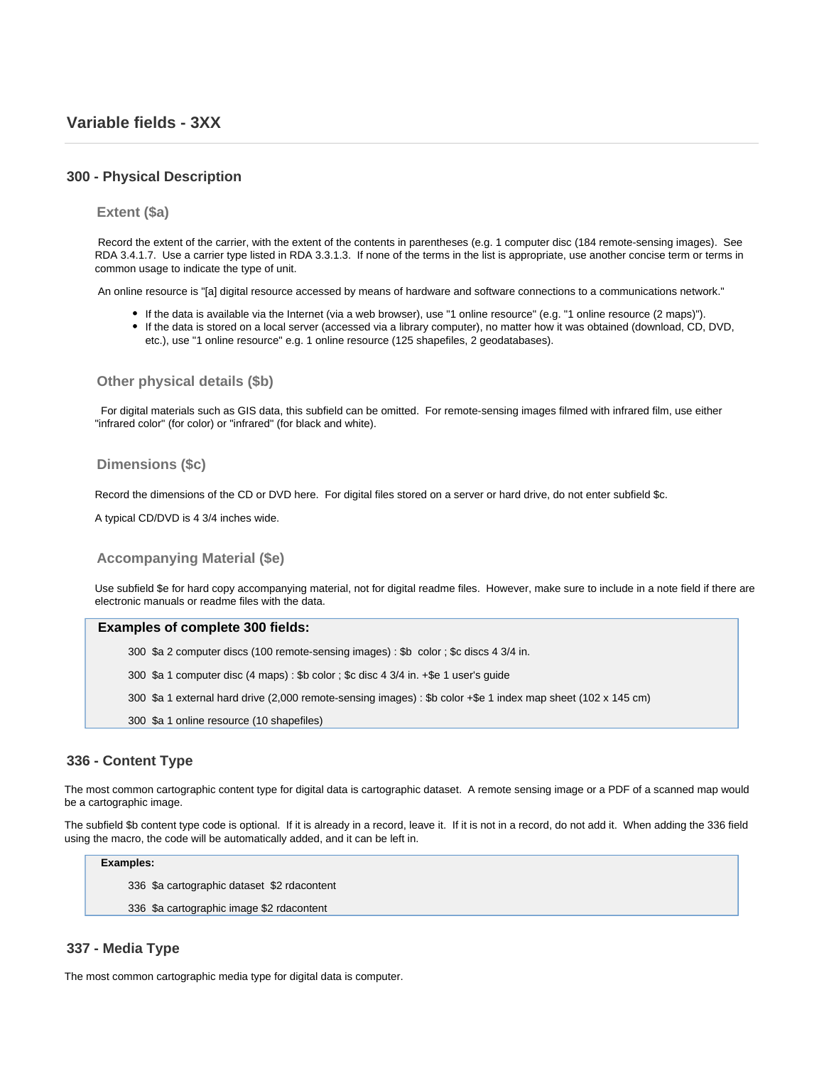# Variable fields - 3XX

## 300 - Physical Description

### Extent ($a)

Record the extent of the carrier, with the extent of the contents in parentheses (e.g. 1 computer disc (184 remote-sensing images). See RDA 3.4.1.7. Use a carrier type listed in RDA 3.3.1.3. If none of the terms in the list is appropriate, use another concise term or terms in common usage to indicate the type of unit.

An online resource is "[a] digital resource accessed by means of hardware and software connections to a communications network."

- If the data is available via the Internet (via a web browser), use "1 online resource" (e.g. "1 online resource (2 maps)").
- If the data is stored on a local server (accessed via a library computer), no matter how it was obtained (download, CD, DVD, etc.), use "1 online resource" e.g. 1 online resource (125 shapefiles, 2 geodatabases).

### Other physical details ($b)

For digital materials such as GIS data, this subfield can be omitted. For remote-sensing images filmed with infrared film, use either "infrared color" (for color) or "infrared" (for black and white).

### Dimensions ($c)

Record the dimensions of the CD or DVD here. For digital files stored on a server or hard drive, do not enter subfield $c.

A typical CD/DVD is 4 3/4 inches wide.

### Accompanying Material ($e)

Use subfield $e for hard copy accompanying material, not for digital readme files. However, make sure to include in a note field if there are electronic manuals or readme files with the data.

**Examples of complete 300 fields:**

300 $a 2 computer discs (100 remote-sensing images) : $b color ; $c discs 4 3/4 in.

300 $a 1 computer disc (4 maps) : $b color ; $c disc 4 3/4 in. +$e 1 user's guide

300 $a 1 external hard drive (2,000 remote-sensing images) : $b color +$e 1 index map sheet (102 x 145 cm)

300 $a 1 online resource (10 shapefiles)

## 336 - Content Type

The most common cartographic content type for digital data is cartographic dataset. A remote sensing image or a PDF of a scanned map would be a cartographic image.

The subfield $b content type code is optional. If it is already in a record, leave it. If it is not in a record, do not add it. When adding the 336 field using the macro, the code will be automatically added, and it can be left in.

**Examples:**

336 $a cartographic dataset $2 rdacontent

336 $a cartographic image $2 rdacontent

## 337 - Media Type

The most common cartographic media type for digital data is computer.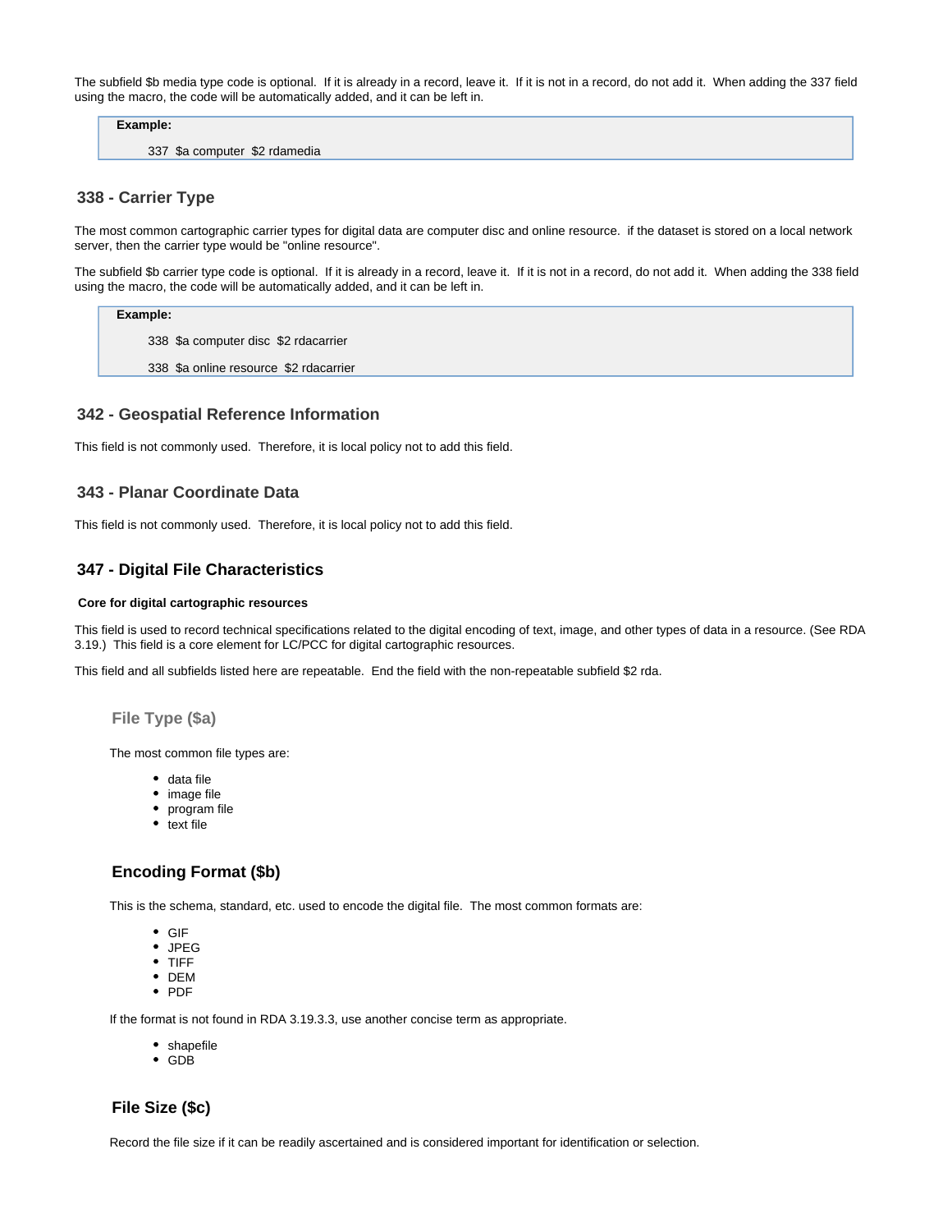The subfield $b media type code is optional.  If it is already in a record, leave it.  If it is not in a record, do not add it.  When adding the 337 field using the macro, the code will be automatically added, and it can be left in.

> **Example:**
>
> 337  $a computer  $2 rdamedia

## 338 - Carrier Type

The most common cartographic carrier types for digital data are computer disc and online resource.  if the dataset is stored on a local network server, then the carrier type would be "online resource".

The subfield $b carrier type code is optional.  If it is already in a record, leave it.  If it is not in a record, do not add it.  When adding the 338 field using the macro, the code will be automatically added, and it can be left in.

> **Example:**
>
> 338  $a computer disc  $2 rdacarrier
>
> 338  $a online resource  $2 rdacarrier

## 342 - Geospatial Reference Information

This field is not commonly used.  Therefore, it is local policy not to add this field.

## 343 - Planar Coordinate Data

This field is not commonly used.  Therefore, it is local policy not to add this field.

## 347 - Digital File Characteristics

**Core for digital cartographic resources**

This field is used to record technical specifications related to the digital encoding of text, image, and other types of data in a resource. (See RDA 3.19.)  This field is a core element for LC/PCC for digital cartographic resources.

This field and all subfields listed here are repeatable.  End the field with the non-repeatable subfield $2 rda.

### File Type ($a)

The most common file types are:

- data file
- image file
- program file
- text file

### Encoding Format ($b)

This is the schema, standard, etc. used to encode the digital file.  The most common formats are:

- GIF
- JPEG
- TIFF
- DEM
- PDF

If the format is not found in RDA 3.19.3.3, use another concise term as appropriate.

- shapefile
- GDB

### File Size ($c)

Record the file size if it can be readily ascertained and is considered important for identification or selection.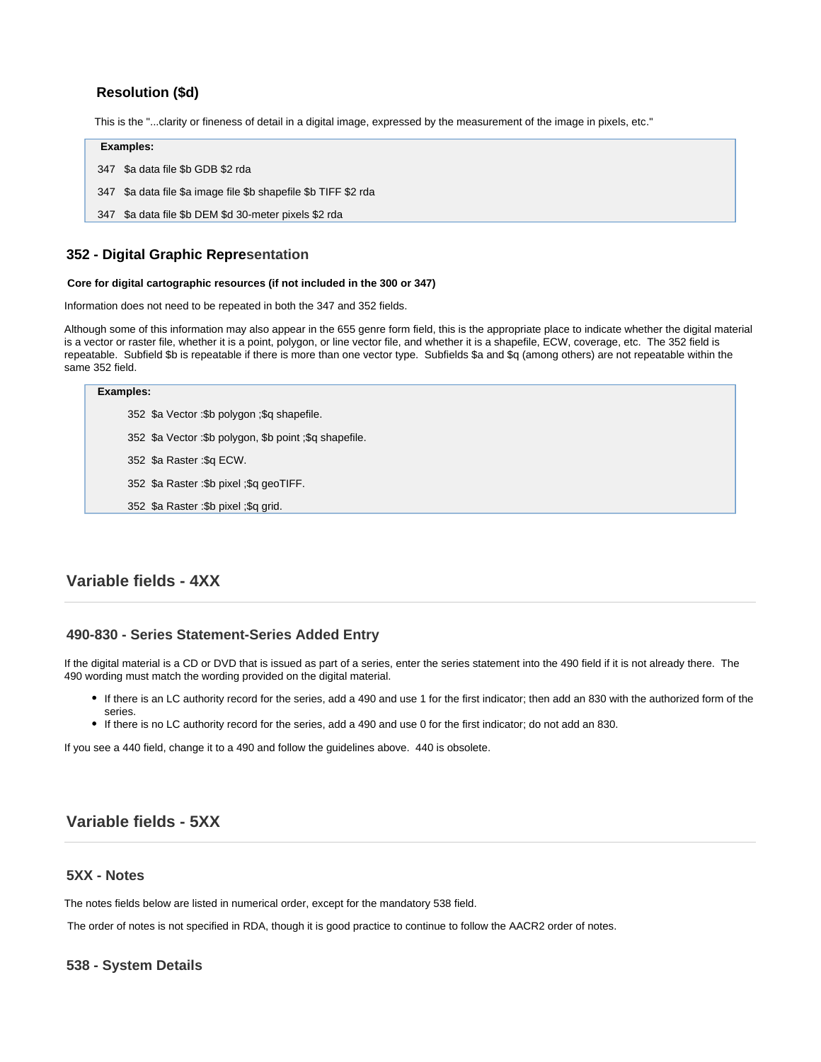### Resolution ($d)

This is the "...clarity or fineness of detail in a digital image, expressed by the measurement of the image in pixels, etc."

**Examples:**

347 $a data file $b GDB $2 rda

347 $a data file $a image file $b shapefile $b TIFF $2 rda

347 $a data file $b DEM $d 30-meter pixels $2 rda

### 352 - Digital Graphic Representation

**Core for digital cartographic resources (if not included in the 300 or 347)**

Information does not need to be repeated in both the 347 and 352 fields.

Although some of this information may also appear in the 655 genre form field, this is the appropriate place to indicate whether the digital material is a vector or raster file, whether it is a point, polygon, or line vector file, and whether it is a shapefile, ECW, coverage, etc. The 352 field is repeatable. Subfield $b is repeatable if there is more than one vector type. Subfields $a and $q (among others) are not repeatable within the same 352 field.

**Examples:**

352 $a Vector :$b polygon ;$q shapefile.

352 $a Vector :$b polygon, $b point ;$q shapefile.

352 $a Raster :$q ECW.

352 $a Raster :$b pixel ;$q geoTIFF.

352 $a Raster :$b pixel ;$q grid.

## Variable fields - 4XX

### 490-830 - Series Statement-Series Added Entry

If the digital material is a CD or DVD that is issued as part of a series, enter the series statement into the 490 field if it is not already there. The 490 wording must match the wording provided on the digital material.

- If there is an LC authority record for the series, add a 490 and use 1 for the first indicator; then add an 830 with the authorized form of the series.
- If there is no LC authority record for the series, add a 490 and use 0 for the first indicator; do not add an 830.

If you see a 440 field, change it to a 490 and follow the guidelines above. 440 is obsolete.

## Variable fields - 5XX

### 5XX - Notes

The notes fields below are listed in numerical order, except for the mandatory 538 field.

The order of notes is not specified in RDA, though it is good practice to continue to follow the AACR2 order of notes.

### 538 - System Details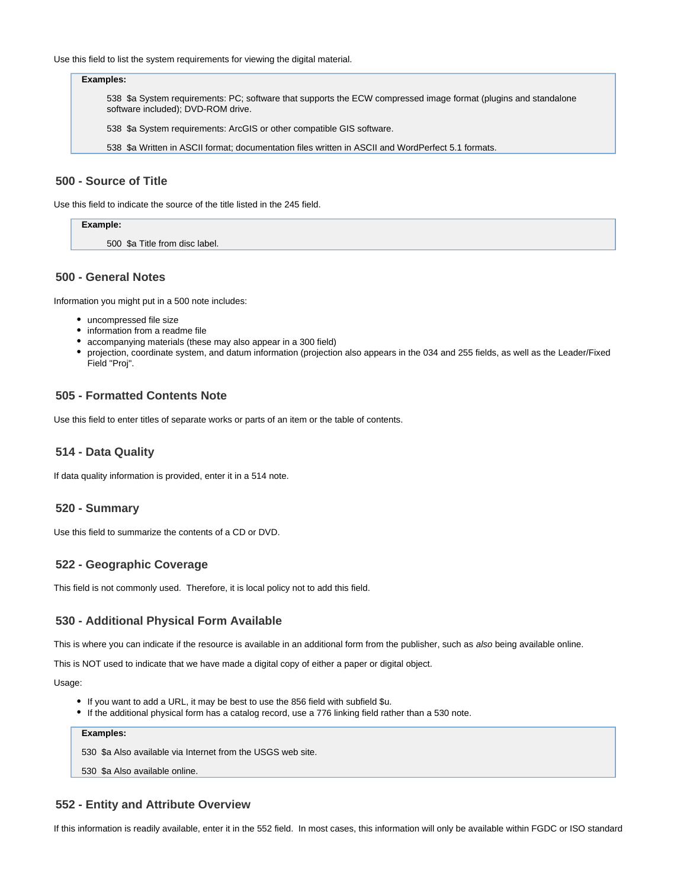Use this field to list the system requirements for viewing the digital material.

> **Examples:**
>
> 538 $a System requirements: PC; software that supports the ECW compressed image format (plugins and standalone software included); DVD-ROM drive.
>
> 538 $a System requirements: ArcGIS or other compatible GIS software.
>
> 538 $a Written in ASCII format; documentation files written in ASCII and WordPerfect 5.1 formats.

### 500 - Source of Title

Use this field to indicate the source of the title listed in the 245 field.

> **Example:**
>
> 500 $a Title from disc label.

### 500 - General Notes

Information you might put in a 500 note includes:

- uncompressed file size
- information from a readme file
- accompanying materials (these may also appear in a 300 field)
- projection, coordinate system, and datum information (projection also appears in the 034 and 255 fields, as well as the Leader/Fixed Field "Proj".

### 505 - Formatted Contents Note

Use this field to enter titles of separate works or parts of an item or the table of contents.

### 514 - Data Quality

If data quality information is provided, enter it in a 514 note.

### 520 - Summary

Use this field to summarize the contents of a CD or DVD.

### 522 - Geographic Coverage

This field is not commonly used.  Therefore, it is local policy not to add this field.

### 530 - Additional Physical Form Available

This is where you can indicate if the resource is available in an additional form from the publisher, such as *also* being available online.

This is NOT used to indicate that we have made a digital copy of either a paper or digital object.

Usage:

- If you want to add a URL, it may be best to use the 856 field with subfield $u.
- If the additional physical form has a catalog record, use a 776 linking field rather than a 530 note.

> **Examples:**
>
> 530 $a Also available via Internet from the USGS web site.
>
> 530 $a Also available online.

### 552 - Entity and Attribute Overview

If this information is readily available, enter it in the 552 field.  In most cases, this information will only be available within FGDC or ISO standard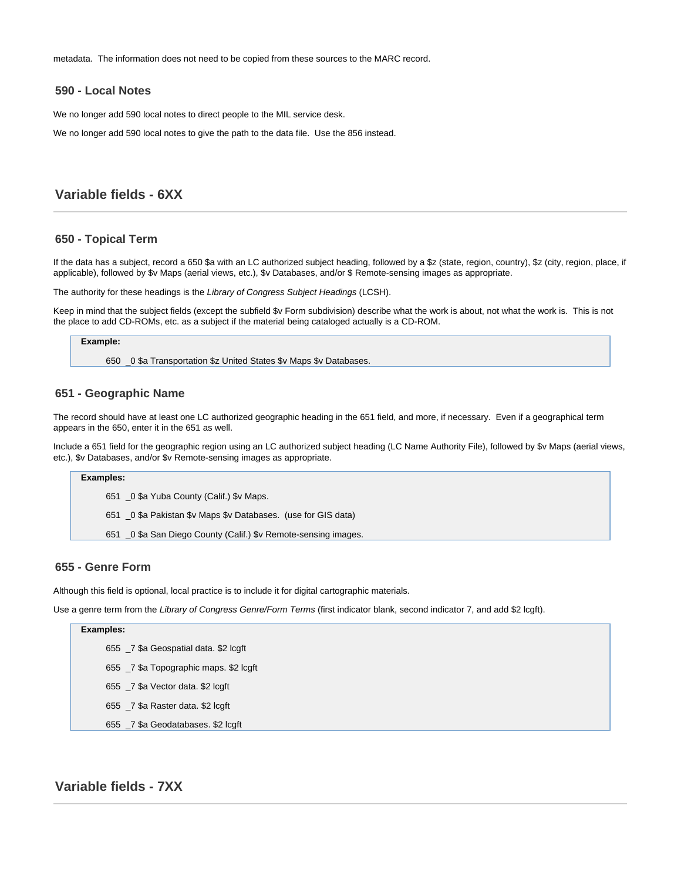metadata.  The information does not need to be copied from these sources to the MARC record.

### 590 - Local Notes

We no longer add 590 local notes to direct people to the MIL service desk.

We no longer add 590 local notes to give the path to the data file.  Use the 856 instead.

## Variable fields - 6XX

### 650 - Topical Term

If the data has a subject, record a 650 $a with an LC authorized subject heading, followed by a $z (state, region, country), $z (city, region, place, if applicable), followed by $v Maps (aerial views, etc.), $v Databases, and/or $ Remote-sensing images as appropriate.

The authority for these headings is the *Library of Congress Subject Headings* (LCSH).

Keep in mind that the subject fields (except the subfield $v Form subdivision) describe what the work is about, not what the work is.  This is not the place to add CD-ROMs, etc. as a subject if the material being cataloged actually is a CD-ROM.

> **Example:**
>
> 650  _0 $a Transportation $z United States $v Maps $v Databases.

### 651 - Geographic Name

The record should have at least one LC authorized geographic heading in the 651 field, and more, if necessary.  Even if a geographical term appears in the 650, enter it in the 651 as well.

Include a 651 field for the geographic region using an LC authorized subject heading (LC Name Authority File), followed by $v Maps (aerial views, etc.), $v Databases, and/or $v Remote-sensing images as appropriate.

> **Examples:**
>
> 651  _0 $a Yuba County (Calif.) $v Maps.
>
> 651  _0 $a Pakistan $v Maps $v Databases.  (use for GIS data)
>
> 651  _0 $a San Diego County (Calif.) $v Remote-sensing images.

### 655 - Genre Form

Although this field is optional, local practice is to include it for digital cartographic materials.

Use a genre term from the *Library of Congress Genre/Form Terms* (first indicator blank, second indicator 7, and add $2 lcgft).

> **Examples:**
>
> 655  _7 $a Geospatial data. $2 lcgft
>
> 655  _7 $a Topographic maps. $2 lcgft
>
> 655  _7 $a Vector data. $2 lcgft
>
> 655  _7 $a Raster data. $2 lcgft
>
> 655  _7 $a Geodatabases. $2 lcgft

## Variable fields - 7XX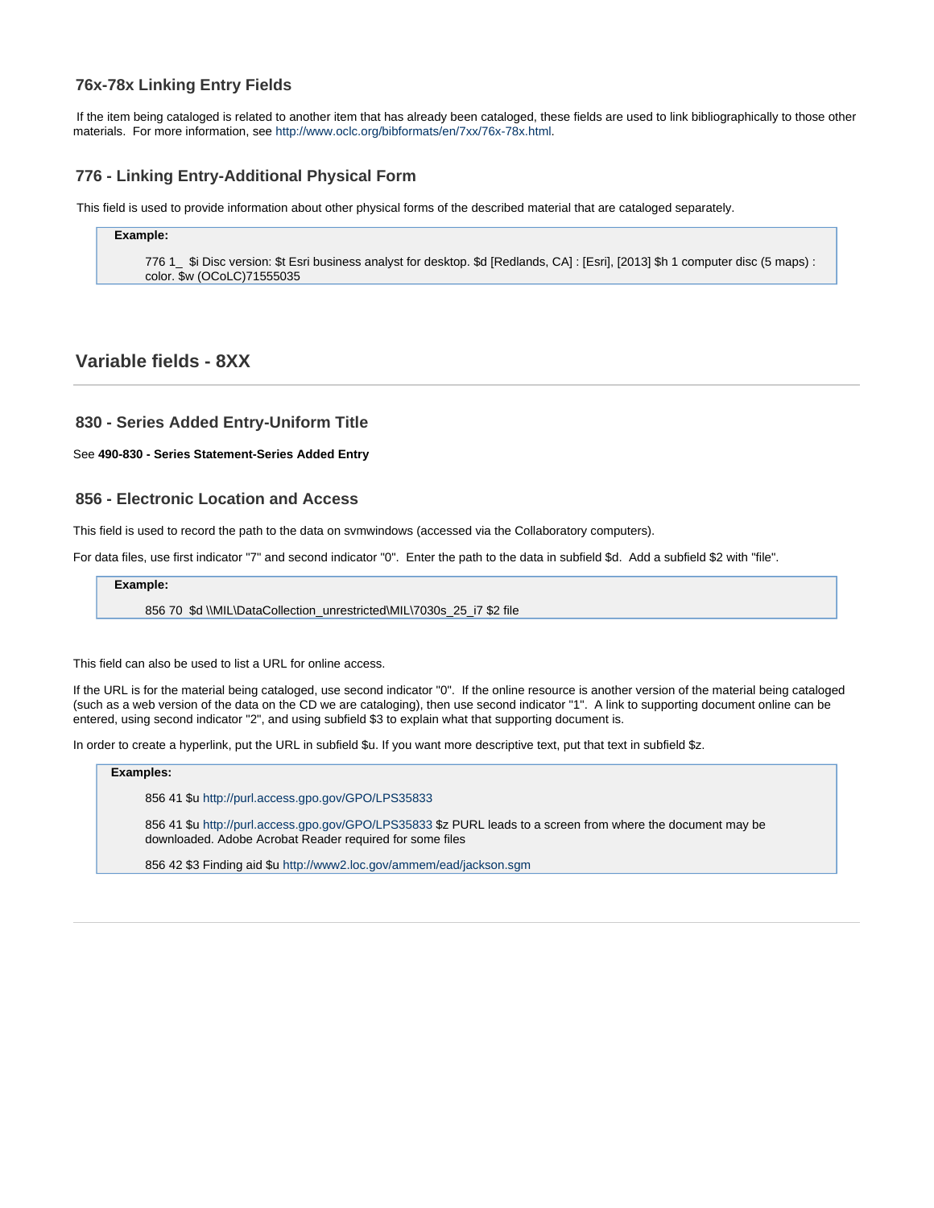### 76x-78x Linking Entry Fields

If the item being cataloged is related to another item that has already been cataloged, these fields are used to link bibliographically to those other materials. For more information, see http://www.oclc.org/bibformats/en/7xx/76x-78x.html.

### 776 - Linking Entry-Additional Physical Form

This field is used to provide information about other physical forms of the described material that are cataloged separately.

**Example:**

776 1_ $i Disc version: $t Esri business analyst for desktop. $d [Redlands, CA] : [Esri], [2013] $h 1 computer disc (5 maps) : color. $w (OCoLC)71555035

## Variable fields - 8XX

### 830 - Series Added Entry-Uniform Title

See **490-830 - Series Statement-Series Added Entry**

### 856 - Electronic Location and Access

This field is used to record the path to the data on svmwindows (accessed via the Collaboratory computers).

For data files, use first indicator "7" and second indicator "0". Enter the path to the data in subfield $d. Add a subfield $2 with "file".

**Example:**

856 70 $d \\MIL\DataCollection_unrestricted\MIL\7030s_25_i7 $2 file

This field can also be used to list a URL for online access.

If the URL is for the material being cataloged, use second indicator "0". If the online resource is another version of the material being cataloged (such as a web version of the data on the CD we are cataloging), then use second indicator "1". A link to supporting document online can be entered, using second indicator "2", and using subfield $3 to explain what that supporting document is.

In order to create a hyperlink, put the URL in subfield $u. If you want more descriptive text, put that text in subfield $z.

**Examples:**

856 41 $u http://purl.access.gpo.gov/GPO/LPS35833

856 41 $u http://purl.access.gpo.gov/GPO/LPS35833 $z PURL leads to a screen from where the document may be downloaded. Adobe Acrobat Reader required for some files

856 42 $3 Finding aid $u http://www2.loc.gov/ammem/ead/jackson.sgm